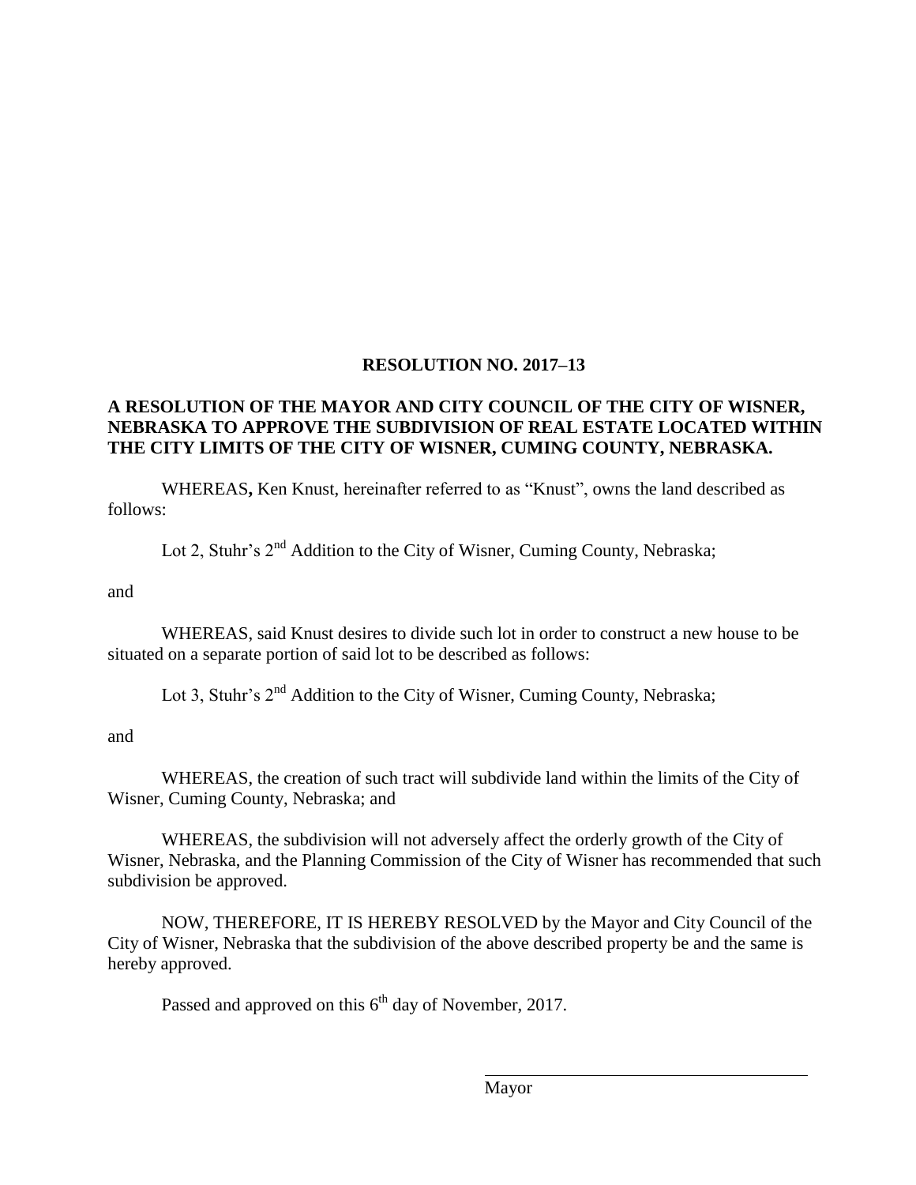**RESOLUTION NO. 2017–13**

**A RESOLUTION OF THE MAYOR AND CITY COUNCIL OF THE CITY OF WISNER, NEBRASKA TO APPROVE THE SUBDIVISION OF REAL ESTATE LOCATED WITHIN THE CITY LIMITS OF THE CITY OF WISNER, CUMING COUNTY, NEBRASKA.**

WHEREAS**,** Ken Knust, hereinafter referred to as "Knust", owns the land described as follows:

Lot 2, Stuhr's 2nd Addition to the City of Wisner, Cuming County, Nebraska;

and

WHEREAS, said Knust desires to divide such lot in order to construct a new house to be situated on a separate portion of said lot to be described as follows:

Lot 3, Stuhr's 2nd Addition to the City of Wisner, Cuming County, Nebraska;

and

WHEREAS, the creation of such tract will subdivide land within the limits of the City of Wisner, Cuming County, Nebraska; and

WHEREAS, the subdivision will not adversely affect the orderly growth of the City of Wisner, Nebraska, and the Planning Commission of the City of Wisner has recommended that such subdivision be approved.

NOW, THEREFORE, IT IS HEREBY RESOLVED by the Mayor and City Council of the City of Wisner, Nebraska that the subdivision of the above described property be and the same is hereby approved.

Passed and approved on this 6th day of November, 2017.

\_\_\_\_\_\_\_\_\_\_\_\_\_\_\_\_\_\_\_\_\_\_\_\_\_\_\_\_\_\_\_\_\_\_\_\_\_\_
Mayor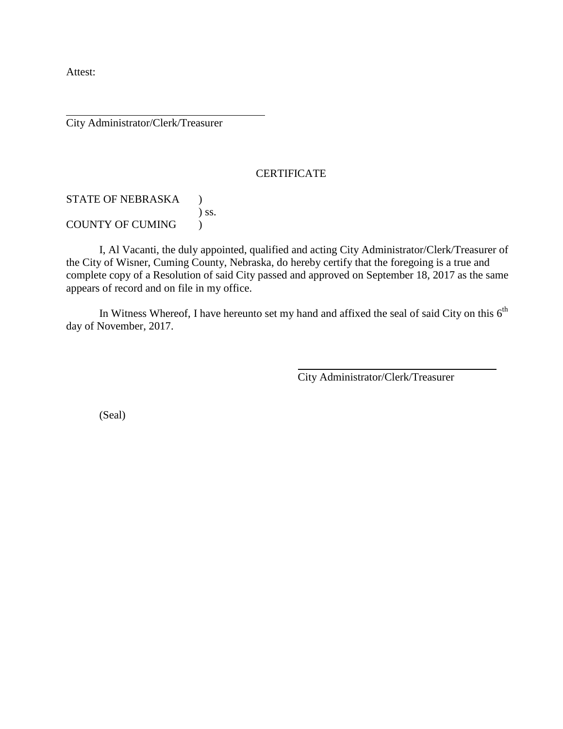Attest:

\_\_\_\_\_\_\_\_\_\_\_\_\_\_\_\_\_\_\_\_\_\_\_\_\_\_\_\_\_\_\_\_\_\_\_\_\_\_
City Administrator/Clerk/Treasurer

CERTIFICATE

STATE OF NEBRASKA )
) ss.
COUNTY OF CUMING )

I, Al Vacanti, the duly appointed, qualified and acting City Administrator/Clerk/Treasurer of the City of Wisner, Cuming County, Nebraska, do hereby certify that the foregoing is a true and complete copy of a Resolution of said City passed and approved on September 18, 2017 as the same appears of record and on file in my office.

In Witness Whereof, I have hereunto set my hand and affixed the seal of said City on this 6th day of November, 2017.

\_\_\_\_\_\_\_\_\_\_\_\_\_\_\_\_\_\_\_\_\_\_\_\_\_\_\_\_\_\_\_\_\_\_\_\_\_\_
City Administrator/Clerk/Treasurer

(Seal)